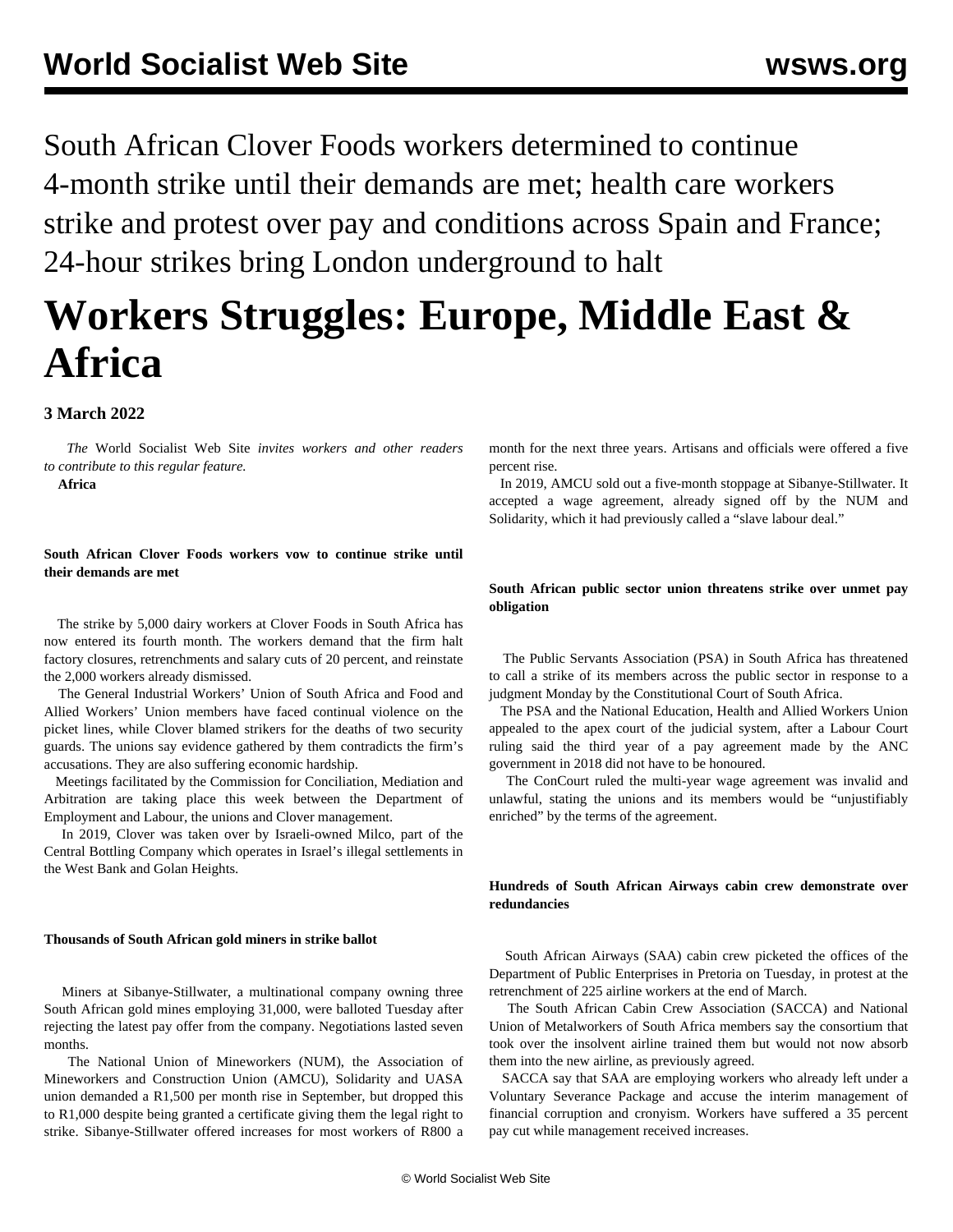South African Clover Foods workers determined to continue 4-month strike until their demands are met; health care workers strike and protest over pay and conditions across Spain and France; 24-hour strikes bring London underground to halt

# Workers Struggles: Europe, Middle East & Africa

**3 March 2022**

*The* World Socialist Web Site *invites workers and other readers to contribute to this regular feature.*

**Africa**

### South African Clover Foods workers vow to continue strike until their demands are met

The strike by 5,000 dairy workers at Clover Foods in South Africa has now entered its fourth month. The workers demand that the firm halt factory closures, retrenchments and salary cuts of 20 percent, and reinstate the 2,000 workers already dismissed.

The General Industrial Workers' Union of South Africa and Food and Allied Workers' Union members have faced continual violence on the picket lines, while Clover blamed strikers for the deaths of two security guards. The unions say evidence gathered by them contradicts the firm's accusations. They are also suffering economic hardship.

Meetings facilitated by the Commission for Conciliation, Mediation and Arbitration are taking place this week between the Department of Employment and Labour, the unions and Clover management.

In 2019, Clover was taken over by Israeli-owned Milco, part of the Central Bottling Company which operates in Israel's illegal settlements in the West Bank and Golan Heights.

### Thousands of South African gold miners in strike ballot

Miners at Sibanye-Stillwater, a multinational company owning three South African gold mines employing 31,000, were balloted Tuesday after rejecting the latest pay offer from the company. Negotiations lasted seven months.

The National Union of Mineworkers (NUM), the Association of Mineworkers and Construction Union (AMCU), Solidarity and UASA union demanded a R1,500 per month rise in September, but dropped this to R1,000 despite being granted a certificate giving them the legal right to strike. Sibanye-Stillwater offered increases for most workers of R800 a month for the next three years. Artisans and officials were offered a five percent rise.

In 2019, AMCU sold out a five-month stoppage at Sibanye-Stillwater. It accepted a wage agreement, already signed off by the NUM and Solidarity, which it had previously called a "slave labour deal."

### South African public sector union threatens strike over unmet pay obligation

The Public Servants Association (PSA) in South Africa has threatened to call a strike of its members across the public sector in response to a judgment Monday by the Constitutional Court of South Africa.

The PSA and the National Education, Health and Allied Workers Union appealed to the apex court of the judicial system, after a Labour Court ruling said the third year of a pay agreement made by the ANC government in 2018 did not have to be honoured.

The ConCourt ruled the multi-year wage agreement was invalid and unlawful, stating the unions and its members would be "unjustifiably enriched" by the terms of the agreement.

### Hundreds of South African Airways cabin crew demonstrate over redundancies

South African Airways (SAA) cabin crew picketed the offices of the Department of Public Enterprises in Pretoria on Tuesday, in protest at the retrenchment of 225 airline workers at the end of March.

The South African Cabin Crew Association (SACCA) and National Union of Metalworkers of South Africa members say the consortium that took over the insolvent airline trained them but would not now absorb them into the new airline, as previously agreed.

SACCA say that SAA are employing workers who already left under a Voluntary Severance Package and accuse the interim management of financial corruption and cronyism. Workers have suffered a 35 percent pay cut while management received increases.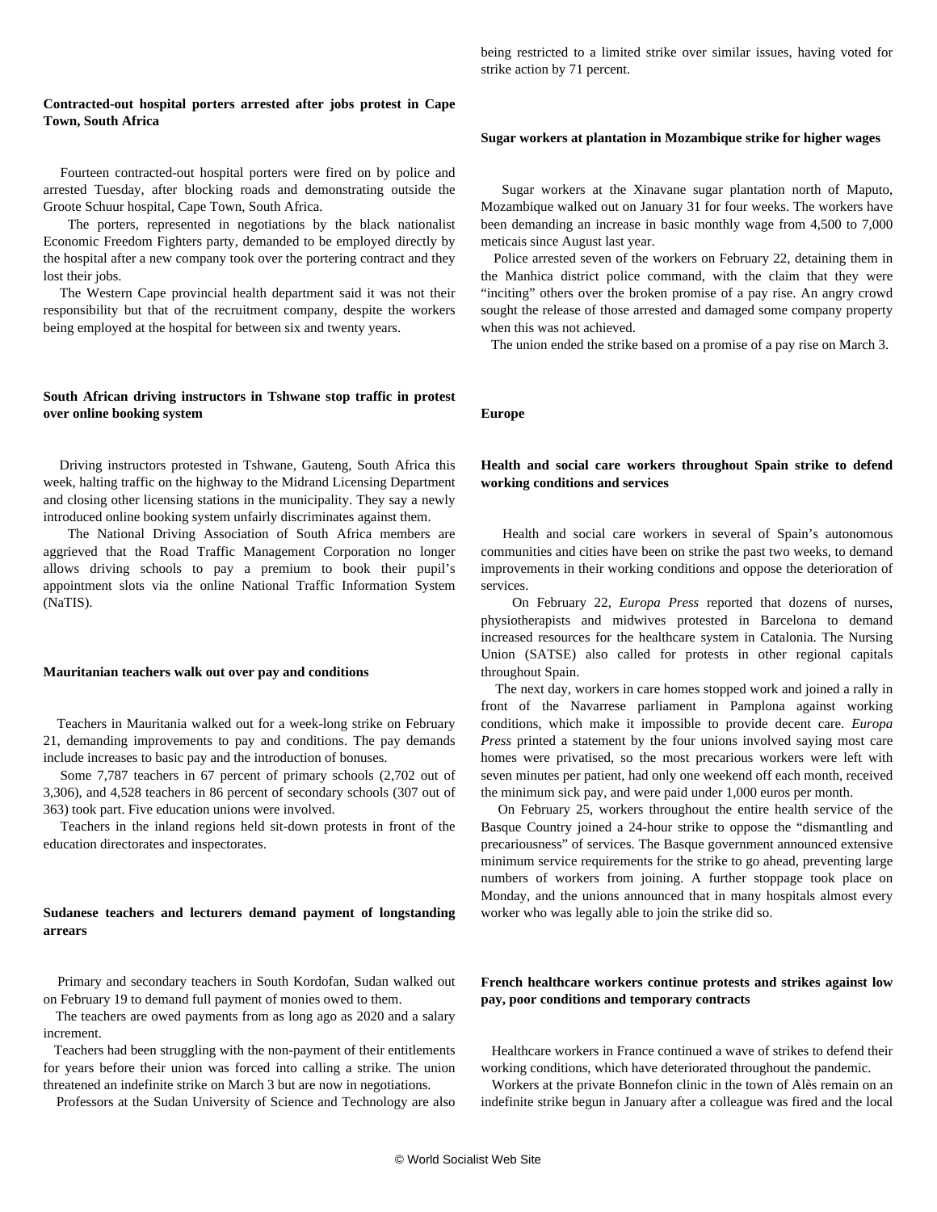### Contracted-out hospital porters arrested after jobs protest in Cape Town, South Africa

Fourteen contracted-out hospital porters were fired on by police and arrested Tuesday, after blocking roads and demonstrating outside the Groote Schuur hospital, Cape Town, South Africa.

The porters, represented in negotiations by the black nationalist Economic Freedom Fighters party, demanded to be employed directly by the hospital after a new company took over the portering contract and they lost their jobs.

The Western Cape provincial health department said it was not their responsibility but that of the recruitment company, despite the workers being employed at the hospital for between six and twenty years.

### South African driving instructors in Tshwane stop traffic in protest over online booking system

Driving instructors protested in Tshwane, Gauteng, South Africa this week, halting traffic on the highway to the Midrand Licensing Department and closing other licensing stations in the municipality. They say a newly introduced online booking system unfairly discriminates against them.

The National Driving Association of South Africa members are aggrieved that the Road Traffic Management Corporation no longer allows driving schools to pay a premium to book their pupil's appointment slots via the online National Traffic Information System (NaTIS).

### Mauritanian teachers walk out over pay and conditions

Teachers in Mauritania walked out for a week-long strike on February 21, demanding improvements to pay and conditions. The pay demands include increases to basic pay and the introduction of bonuses.

Some 7,787 teachers in 67 percent of primary schools (2,702 out of 3,306), and 4,528 teachers in 86 percent of secondary schools (307 out of 363) took part. Five education unions were involved.

Teachers in the inland regions held sit-down protests in front of the education directorates and inspectorates.

### Sudanese teachers and lecturers demand payment of longstanding arrears

Primary and secondary teachers in South Kordofan, Sudan walked out on February 19 to demand full payment of monies owed to them.

The teachers are owed payments from as long ago as 2020 and a salary increment.

Teachers had been struggling with the non-payment of their entitlements for years before their union was forced into calling a strike. The union threatened an indefinite strike on March 3 but are now in negotiations.

Professors at the Sudan University of Science and Technology are also being restricted to a limited strike over similar issues, having voted for strike action by 71 percent.

### Sugar workers at plantation in Mozambique strike for higher wages

Sugar workers at the Xinavane sugar plantation north of Maputo, Mozambique walked out on January 31 for four weeks. The workers have been demanding an increase in basic monthly wage from 4,500 to 7,000 meticais since August last year.

Police arrested seven of the workers on February 22, detaining them in the Manhica district police command, with the claim that they were "inciting" others over the broken promise of a pay rise. An angry crowd sought the release of those arrested and damaged some company property when this was not achieved.

The union ended the strike based on a promise of a pay rise on March 3.

## Europe

### Health and social care workers throughout Spain strike to defend working conditions and services

Health and social care workers in several of Spain's autonomous communities and cities have been on strike the past two weeks, to demand improvements in their working conditions and oppose the deterioration of services.

On February 22, *Europa Press* reported that dozens of nurses, physiotherapists and midwives protested in Barcelona to demand increased resources for the healthcare system in Catalonia. The Nursing Union (SATSE) also called for protests in other regional capitals throughout Spain.

The next day, workers in care homes stopped work and joined a rally in front of the Navarrese parliament in Pamplona against working conditions, which make it impossible to provide decent care. *Europa Press* printed a statement by the four unions involved saying most care homes were privatised, so the most precarious workers were left with seven minutes per patient, had only one weekend off each month, received the minimum sick pay, and were paid under 1,000 euros per month.

On February 25, workers throughout the entire health service of the Basque Country joined a 24-hour strike to oppose the "dismantling and precariousness" of services. The Basque government announced extensive minimum service requirements for the strike to go ahead, preventing large numbers of workers from joining. A further stoppage took place on Monday, and the unions announced that in many hospitals almost every worker who was legally able to join the strike did so.

### French healthcare workers continue protests and strikes against low pay, poor conditions and temporary contracts

Healthcare workers in France continued a wave of strikes to defend their working conditions, which have deteriorated throughout the pandemic.

Workers at the private Bonnefon clinic in the town of Alès remain on an indefinite strike begun in January after a colleague was fired and the local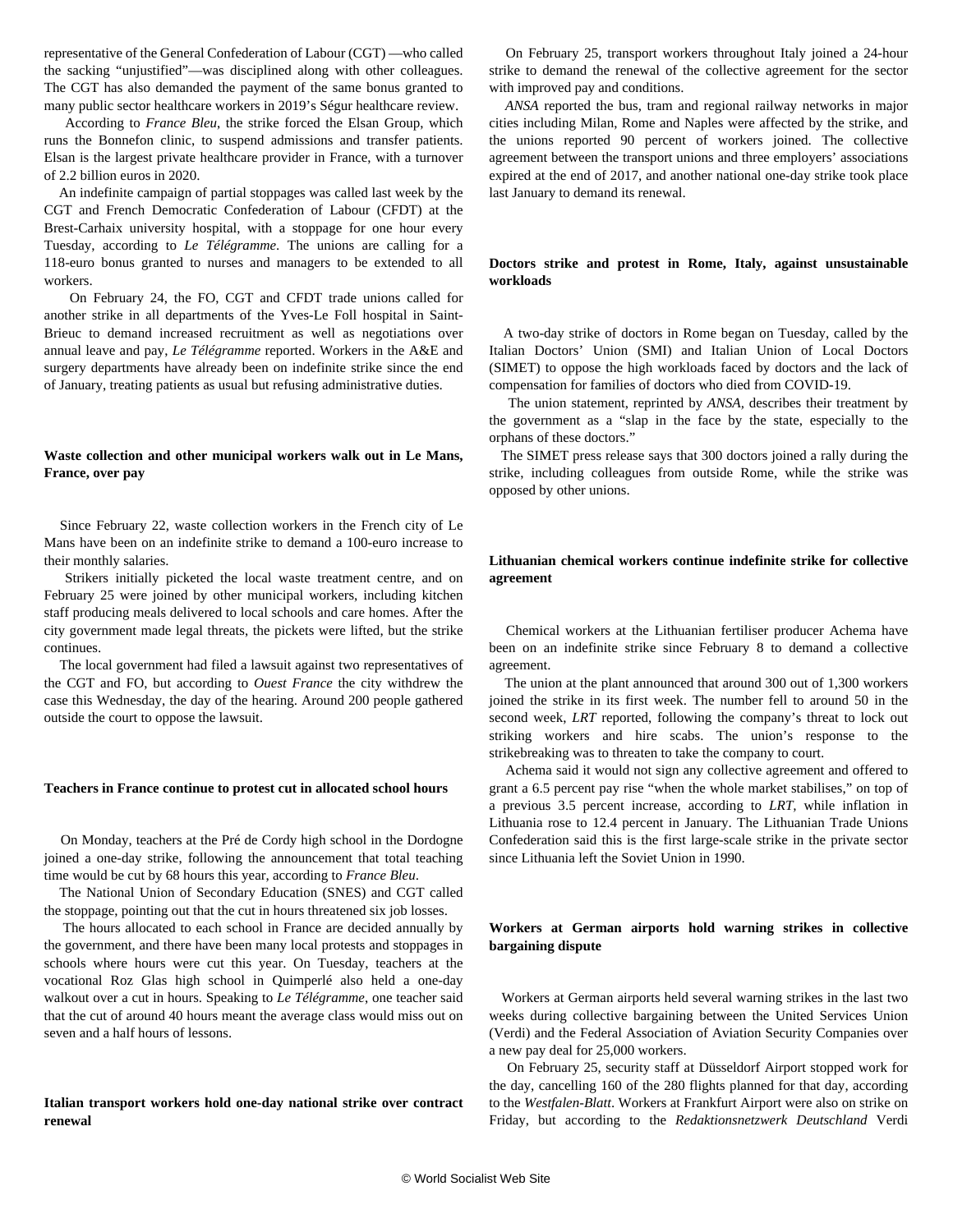representative of the General Confederation of Labour (CGT) —who called the sacking "unjustified"—was disciplined along with other colleagues. The CGT has also demanded the payment of the same bonus granted to many public sector healthcare workers in 2019's Ségur healthcare review.

According to *France Bleu*, the strike forced the Elsan Group, which runs the Bonnefon clinic, to suspend admissions and transfer patients. Elsan is the largest private healthcare provider in France, with a turnover of 2.2 billion euros in 2020.

An indefinite campaign of partial stoppages was called last week by the CGT and French Democratic Confederation of Labour (CFDT) at the Brest-Carhaix university hospital, with a stoppage for one hour every Tuesday, according to *Le Télégramme*. The unions are calling for a 118-euro bonus granted to nurses and managers to be extended to all workers.

On February 24, the FO, CGT and CFDT trade unions called for another strike in all departments of the Yves-Le Foll hospital in Saint-Brieuc to demand increased recruitment as well as negotiations over annual leave and pay, *Le Télégramme* reported. Workers in the A&E and surgery departments have already been on indefinite strike since the end of January, treating patients as usual but refusing administrative duties.

**Waste collection and other municipal workers walk out in Le Mans, France, over pay**

Since February 22, waste collection workers in the French city of Le Mans have been on an indefinite strike to demand a 100-euro increase to their monthly salaries.

Strikers initially picketed the local waste treatment centre, and on February 25 were joined by other municipal workers, including kitchen staff producing meals delivered to local schools and care homes. After the city government made legal threats, the pickets were lifted, but the strike continues.

The local government had filed a lawsuit against two representatives of the CGT and FO, but according to *Ouest France* the city withdrew the case this Wednesday, the day of the hearing. Around 200 people gathered outside the court to oppose the lawsuit.

**Teachers in France continue to protest cut in allocated school hours**

On Monday, teachers at the Pré de Cordy high school in the Dordogne joined a one-day strike, following the announcement that total teaching time would be cut by 68 hours this year, according to *France Bleu*.

The National Union of Secondary Education (SNES) and CGT called the stoppage, pointing out that the cut in hours threatened six job losses.

The hours allocated to each school in France are decided annually by the government, and there have been many local protests and stoppages in schools where hours were cut this year. On Tuesday, teachers at the vocational Roz Glas high school in Quimperlé also held a one-day walkout over a cut in hours. Speaking to *Le Télégramme*, one teacher said that the cut of around 40 hours meant the average class would miss out on seven and a half hours of lessons.

**Italian transport workers hold one-day national strike over contract renewal**

On February 25, transport workers throughout Italy joined a 24-hour strike to demand the renewal of the collective agreement for the sector with improved pay and conditions.

*ANSA* reported the bus, tram and regional railway networks in major cities including Milan, Rome and Naples were affected by the strike, and the unions reported 90 percent of workers joined. The collective agreement between the transport unions and three employers' associations expired at the end of 2017, and another national one-day strike took place last January to demand its renewal.

**Doctors strike and protest in Rome, Italy, against unsustainable workloads**

A two-day strike of doctors in Rome began on Tuesday, called by the Italian Doctors' Union (SMI) and Italian Union of Local Doctors (SIMET) to oppose the high workloads faced by doctors and the lack of compensation for families of doctors who died from COVID-19.

The union statement, reprinted by *ANSA*, describes their treatment by the government as a "slap in the face by the state, especially to the orphans of these doctors."

The SIMET press release says that 300 doctors joined a rally during the strike, including colleagues from outside Rome, while the strike was opposed by other unions.

**Lithuanian chemical workers continue indefinite strike for collective agreement**

Chemical workers at the Lithuanian fertiliser producer Achema have been on an indefinite strike since February 8 to demand a collective agreement.

The union at the plant announced that around 300 out of 1,300 workers joined the strike in its first week. The number fell to around 50 in the second week, *LRT* reported, following the company's threat to lock out striking workers and hire scabs. The union's response to the strikebreaking was to threaten to take the company to court.

Achema said it would not sign any collective agreement and offered to grant a 6.5 percent pay rise "when the whole market stabilises," on top of a previous 3.5 percent increase, according to *LRT,* while inflation in Lithuania rose to 12.4 percent in January. The Lithuanian Trade Unions Confederation said this is the first large-scale strike in the private sector since Lithuania left the Soviet Union in 1990.

**Workers at German airports hold warning strikes in collective bargaining dispute**

Workers at German airports held several warning strikes in the last two weeks during collective bargaining between the United Services Union (Verdi) and the Federal Association of Aviation Security Companies over a new pay deal for 25,000 workers.

On February 25, security staff at Düsseldorf Airport stopped work for the day, cancelling 160 of the 280 flights planned for that day, according to the *Westfalen-Blatt*. Workers at Frankfurt Airport were also on strike on Friday, but according to the *Redaktionsnetzwerk Deutschland* Verdi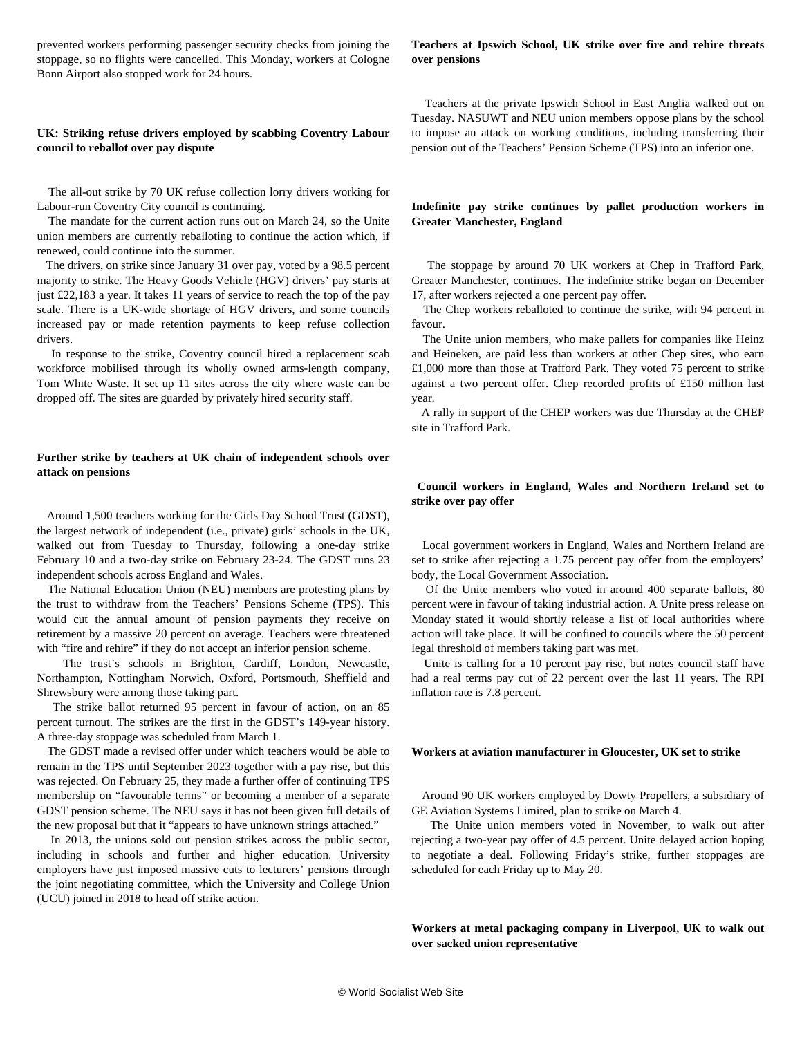prevented workers performing passenger security checks from joining the stoppage, so no flights were cancelled. This Monday, workers at Cologne Bonn Airport also stopped work for 24 hours.

**UK: Striking refuse drivers employed by scabbing Coventry Labour council to reballot over pay dispute**

The all-out strike by 70 UK refuse collection lorry drivers working for Labour-run Coventry City council is continuing.

The mandate for the current action runs out on March 24, so the Unite union members are currently reballoting to continue the action which, if renewed, could continue into the summer.

The drivers, on strike since January 31 over pay, voted by a 98.5 percent majority to strike. The Heavy Goods Vehicle (HGV) drivers' pay starts at just £22,183 a year. It takes 11 years of service to reach the top of the pay scale. There is a UK-wide shortage of HGV drivers, and some councils increased pay or made retention payments to keep refuse collection drivers.

In response to the strike, Coventry council hired a replacement scab workforce mobilised through its wholly owned arms-length company, Tom White Waste. It set up 11 sites across the city where waste can be dropped off. The sites are guarded by privately hired security staff.

**Further strike by teachers at UK chain of independent schools over attack on pensions**

Around 1,500 teachers working for the Girls Day School Trust (GDST), the largest network of independent (i.e., private) girls' schools in the UK, walked out from Tuesday to Thursday, following a one-day strike February 10 and a two-day strike on February 23-24. The GDST runs 23 independent schools across England and Wales.

The National Education Union (NEU) members are protesting plans by the trust to withdraw from the Teachers' Pensions Scheme (TPS). This would cut the annual amount of pension payments they receive on retirement by a massive 20 percent on average. Teachers were threatened with "fire and rehire" if they do not accept an inferior pension scheme.

The trust's schools in Brighton, Cardiff, London, Newcastle, Northampton, Nottingham Norwich, Oxford, Portsmouth, Sheffield and Shrewsbury were among those taking part.

The strike ballot returned 95 percent in favour of action, on an 85 percent turnout. The strikes are the first in the GDST's 149-year history. A three-day stoppage was scheduled from March 1.

The GDST made a revised offer under which teachers would be able to remain in the TPS until September 2023 together with a pay rise, but this was rejected. On February 25, they made a further offer of continuing TPS membership on "favourable terms" or becoming a member of a separate GDST pension scheme. The NEU says it has not been given full details of the new proposal but that it "appears to have unknown strings attached."

In 2013, the unions sold out pension strikes across the public sector, including in schools and further and higher education. University employers have just imposed massive cuts to lecturers' pensions through the joint negotiating committee, which the University and College Union (UCU) joined in 2018 to head off strike action.

**Teachers at Ipswich School, UK strike over fire and rehire threats over pensions**

Teachers at the private Ipswich School in East Anglia walked out on Tuesday. NASUWT and NEU union members oppose plans by the school to impose an attack on working conditions, including transferring their pension out of the Teachers' Pension Scheme (TPS) into an inferior one.

**Indefinite pay strike continues by pallet production workers in Greater Manchester, England**

The stoppage by around 70 UK workers at Chep in Trafford Park, Greater Manchester, continues. The indefinite strike began on December 17, after workers rejected a one percent pay offer.

The Chep workers reballoted to continue the strike, with 94 percent in favour.

The Unite union members, who make pallets for companies like Heinz and Heineken, are paid less than workers at other Chep sites, who earn £1,000 more than those at Trafford Park. They voted 75 percent to strike against a two percent offer. Chep recorded profits of £150 million last year.

A rally in support of the CHEP workers was due Thursday at the CHEP site in Trafford Park.

**Council workers in England, Wales and Northern Ireland set to strike over pay offer**

Local government workers in England, Wales and Northern Ireland are set to strike after rejecting a 1.75 percent pay offer from the employers' body, the Local Government Association.

Of the Unite members who voted in around 400 separate ballots, 80 percent were in favour of taking industrial action. A Unite press release on Monday stated it would shortly release a list of local authorities where action will take place. It will be confined to councils where the 50 percent legal threshold of members taking part was met.

Unite is calling for a 10 percent pay rise, but notes council staff have had a real terms pay cut of 22 percent over the last 11 years. The RPI inflation rate is 7.8 percent.

**Workers at aviation manufacturer in Gloucester, UK set to strike**

Around 90 UK workers employed by Dowty Propellers, a subsidiary of GE Aviation Systems Limited, plan to strike on March 4.

The Unite union members voted in November, to walk out after rejecting a two-year pay offer of 4.5 percent. Unite delayed action hoping to negotiate a deal. Following Friday's strike, further stoppages are scheduled for each Friday up to May 20.

**Workers at metal packaging company in Liverpool, UK to walk out over sacked union representative**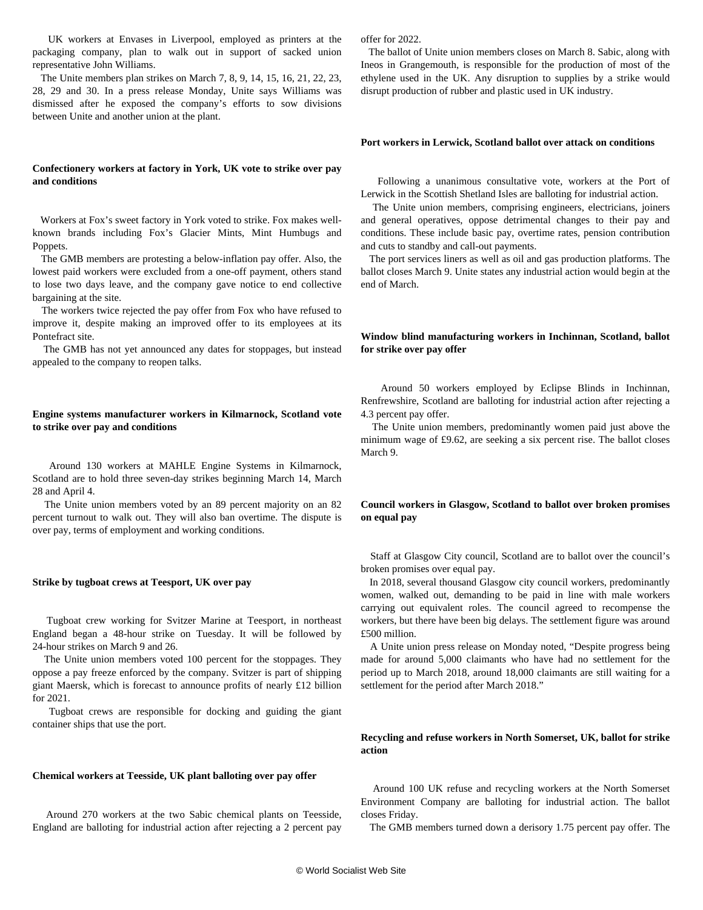UK workers at Envases in Liverpool, employed as printers at the packaging company, plan to walk out in support of sacked union representative John Williams.

The Unite members plan strikes on March 7, 8, 9, 14, 15, 16, 21, 22, 23, 28, 29 and 30. In a press release Monday, Unite says Williams was dismissed after he exposed the company's efforts to sow divisions between Unite and another union at the plant.

**Confectionery workers at factory in York, UK vote to strike over pay and conditions**

Workers at Fox's sweet factory in York voted to strike. Fox makes well-known brands including Fox's Glacier Mints, Mint Humbugs and Poppets.

The GMB members are protesting a below-inflation pay offer. Also, the lowest paid workers were excluded from a one-off payment, others stand to lose two days leave, and the company gave notice to end collective bargaining at the site.

The workers twice rejected the pay offer from Fox who have refused to improve it, despite making an improved offer to its employees at its Pontefract site.

The GMB has not yet announced any dates for stoppages, but instead appealed to the company to reopen talks.

**Engine systems manufacturer workers in Kilmarnock, Scotland vote to strike over pay and conditions**

Around 130 workers at MAHLE Engine Systems in Kilmarnock, Scotland are to hold three seven-day strikes beginning March 14, March 28 and April 4.

The Unite union members voted by an 89 percent majority on an 82 percent turnout to walk out. They will also ban overtime. The dispute is over pay, terms of employment and working conditions.

**Strike by tugboat crews at Teesport, UK over pay**

Tugboat crew working for Svitzer Marine at Teesport, in northeast England began a 48-hour strike on Tuesday. It will be followed by 24-hour strikes on March 9 and 26.

The Unite union members voted 100 percent for the stoppages. They oppose a pay freeze enforced by the company. Svitzer is part of shipping giant Maersk, which is forecast to announce profits of nearly £12 billion for 2021.

Tugboat crews are responsible for docking and guiding the giant container ships that use the port.

**Chemical workers at Teesside, UK plant balloting over pay offer**

Around 270 workers at the two Sabic chemical plants on Teesside, England are balloting for industrial action after rejecting a 2 percent pay offer for 2022.

The ballot of Unite union members closes on March 8. Sabic, along with Ineos in Grangemouth, is responsible for the production of most of the ethylene used in the UK. Any disruption to supplies by a strike would disrupt production of rubber and plastic used in UK industry.

**Port workers in Lerwick, Scotland ballot over attack on conditions**

Following a unanimous consultative vote, workers at the Port of Lerwick in the Scottish Shetland Isles are balloting for industrial action.

The Unite union members, comprising engineers, electricians, joiners and general operatives, oppose detrimental changes to their pay and conditions. These include basic pay, overtime rates, pension contribution and cuts to standby and call-out payments.

The port services liners as well as oil and gas production platforms. The ballot closes March 9. Unite states any industrial action would begin at the end of March.

**Window blind manufacturing workers in Inchinnan, Scotland, ballot for strike over pay offer**

Around 50 workers employed by Eclipse Blinds in Inchinnan, Renfrewshire, Scotland are balloting for industrial action after rejecting a 4.3 percent pay offer.

The Unite union members, predominantly women paid just above the minimum wage of £9.62, are seeking a six percent rise. The ballot closes March 9.

**Council workers in Glasgow, Scotland to ballot over broken promises on equal pay**

Staff at Glasgow City council, Scotland are to ballot over the council's broken promises over equal pay.

In 2018, several thousand Glasgow city council workers, predominantly women, walked out, demanding to be paid in line with male workers carrying out equivalent roles. The council agreed to recompense the workers, but there have been big delays. The settlement figure was around £500 million.

A Unite union press release on Monday noted, "Despite progress being made for around 5,000 claimants who have had no settlement for the period up to March 2018, around 18,000 claimants are still waiting for a settlement for the period after March 2018."

**Recycling and refuse workers in North Somerset, UK, ballot for strike action**

Around 100 UK refuse and recycling workers at the North Somerset Environment Company are balloting for industrial action. The ballot closes Friday.

The GMB members turned down a derisory 1.75 percent pay offer. The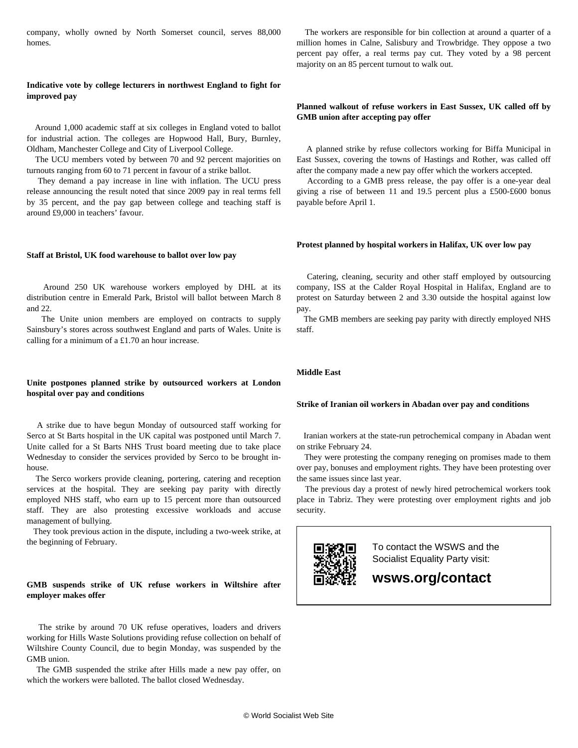company, wholly owned by North Somerset council, serves 88,000 homes.

**Indicative vote by college lecturers in northwest England to fight for improved pay**

Around 1,000 academic staff at six colleges in England voted to ballot for industrial action. The colleges are Hopwood Hall, Bury, Burnley, Oldham, Manchester College and City of Liverpool College.

The UCU members voted by between 70 and 92 percent majorities on turnouts ranging from 60 to 71 percent in favour of a strike ballot.

They demand a pay increase in line with inflation. The UCU press release announcing the result noted that since 2009 pay in real terms fell by 35 percent, and the pay gap between college and teaching staff is around £9,000 in teachers' favour.

**Staff at Bristol, UK food warehouse to ballot over low pay**

Around 250 UK warehouse workers employed by DHL at its distribution centre in Emerald Park, Bristol will ballot between March 8 and 22.

The Unite union members are employed on contracts to supply Sainsbury's stores across southwest England and parts of Wales. Unite is calling for a minimum of a £1.70 an hour increase.

**Unite postpones planned strike by outsourced workers at London hospital over pay and conditions**

A strike due to have begun Monday of outsourced staff working for Serco at St Barts hospital in the UK capital was postponed until March 7. Unite called for a St Barts NHS Trust board meeting due to take place Wednesday to consider the services provided by Serco to be brought in-house.

The Serco workers provide cleaning, portering, catering and reception services at the hospital. They are seeking pay parity with directly employed NHS staff, who earn up to 15 percent more than outsourced staff. They are also protesting excessive workloads and accuse management of bullying.

They took previous action in the dispute, including a two-week strike, at the beginning of February.

**GMB suspends strike of UK refuse workers in Wiltshire after employer makes offer**

The strike by around 70 UK refuse operatives, loaders and drivers working for Hills Waste Solutions providing refuse collection on behalf of Wiltshire County Council, due to begin Monday, was suspended by the GMB union.

The GMB suspended the strike after Hills made a new pay offer, on which the workers were balloted. The ballot closed Wednesday.

The workers are responsible for bin collection at around a quarter of a million homes in Calne, Salisbury and Trowbridge. They oppose a two percent pay offer, a real terms pay cut. They voted by a 98 percent majority on an 85 percent turnout to walk out.

**Planned walkout of refuse workers in East Sussex, UK called off by GMB union after accepting pay offer**

A planned strike by refuse collectors working for Biffa Municipal in East Sussex, covering the towns of Hastings and Rother, was called off after the company made a new pay offer which the workers accepted.

According to a GMB press release, the pay offer is a one-year deal giving a rise of between 11 and 19.5 percent plus a £500-£600 bonus payable before April 1.

**Protest planned by hospital workers in Halifax, UK over low pay**

Catering, cleaning, security and other staff employed by outsourcing company, ISS at the Calder Royal Hospital in Halifax, England are to protest on Saturday between 2 and 3.30 outside the hospital against low pay.

The GMB members are seeking pay parity with directly employed NHS staff.

**Middle East**

**Strike of Iranian oil workers in Abadan over pay and conditions**

Iranian workers at the state-run petrochemical company in Abadan went on strike February 24.

They were protesting the company reneging on promises made to them over pay, bonuses and employment rights. They have been protesting over the same issues since last year.

The previous day a protest of newly hired petrochemical workers took place in Tabriz. They were protesting over employment rights and job security.

To contact the WSWS and the Socialist Equality Party visit:

**wsws.org/contact**